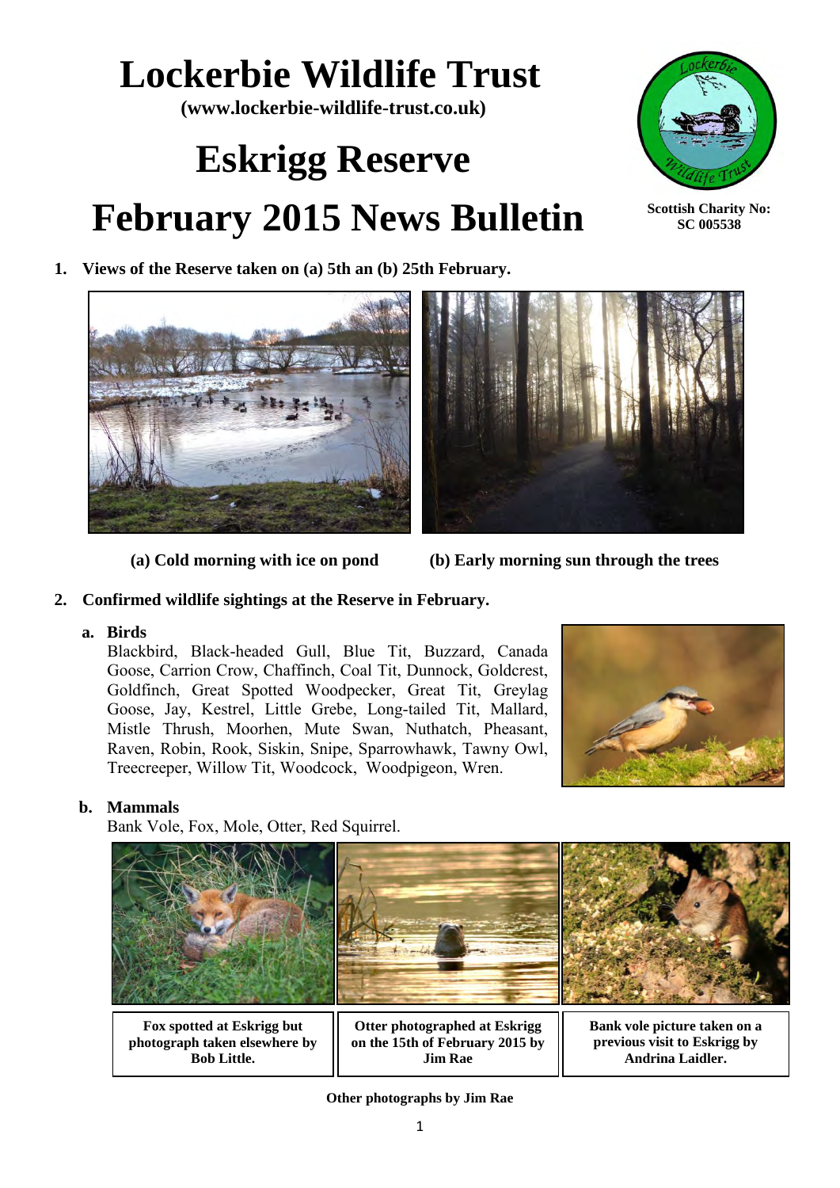# Lockerbie Wildlife Trust

**(www.lockerbie-wildlife-trust.co.uk)**

# Eskrigg Reserve

# February 2015 News Bulletin

**Scottish Charity No: SC 005538**

**1. Views of the Reserve taken on (a) 5th an (b) 25th February.**

**(a) Cold morning with ice on pond**

**(b) Early morning sun through the trees**

**2. Confirmed wildlife sightings at the Reserve in February.**

**a. Birds**

Blackbird, Black-headed Gull, Blue Tit, Buzzard, Canada Goose, Carrion Crow, Chaffinch, Coal Tit, Dunnock, Goldcrest, Goldfinch, Great Spotted Woodpecker, Great Tit, Greylag Goose, Jay, Kestrel, Little Grebe, Long-tailed Tit, Mallard, Mistle Thrush, Moorhen, Mute Swan, Nuthatch, Pheasant, Raven, Robin, Rook, Siskin, Snipe, Sparrowhawk, Tawny Owl, Treecreeper, Willow Tit, Woodcock, Woodpigeon, Wren.

**b. Mammals**

Bank Vole, Fox, Mole, Otter, Red Squirrel.

**Fox spotted at Eskrigg but photograph taken elsewhere by Bob Little.**

**Otter photographed at Eskrigg on the 15th of February 2015 by Jim Rae**

**Bank vole picture taken on a previous visit to Eskrigg by Andrina Laidler.**

**Other photographs by Jim Rae**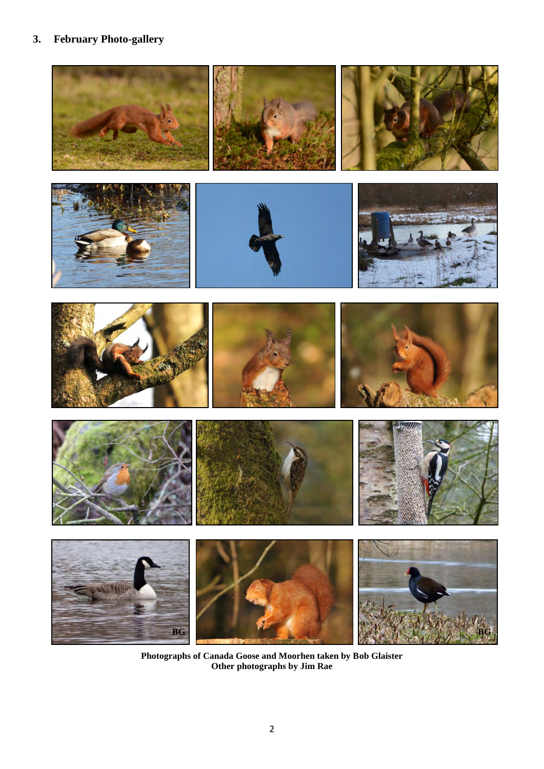## 3. February Photo-gallery

Photographs of Canada Goose and Moorhen taken by Bob Glaister
Other photographs by Jim Rae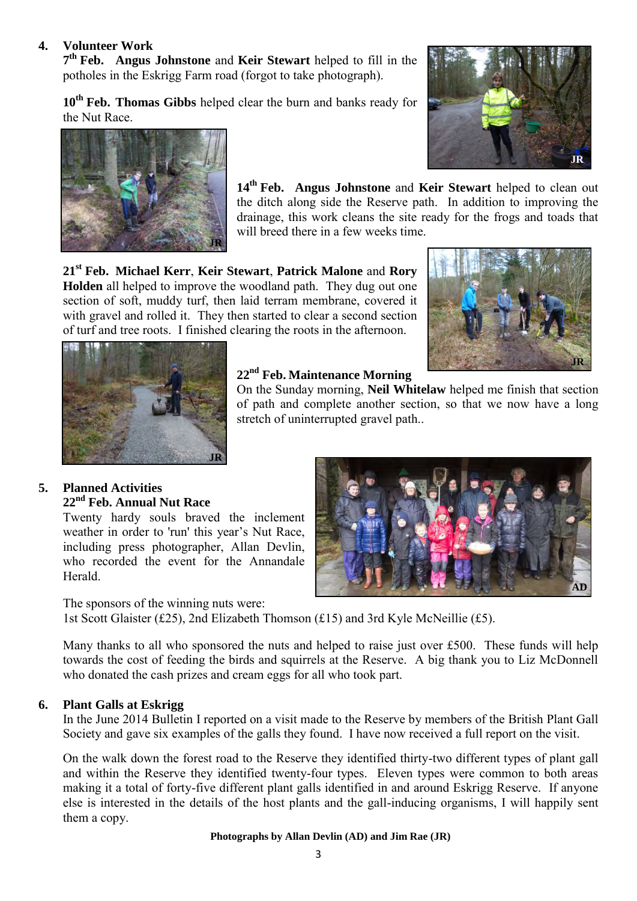## 4. Volunteer Work

**7th Feb. Angus Johnstone** and **Keir Stewart** helped to fill in the potholes in the Eskrigg Farm road (forgot to take photograph).

**10th Feb. Thomas Gibbs** helped clear the burn and banks ready for the Nut Race.

**14th Feb. Angus Johnstone** and **Keir Stewart** helped to clean out the ditch along side the Reserve path. In addition to improving the drainage, this work cleans the site ready for the frogs and toads that will breed there in a few weeks time.

**21st Feb. Michael Kerr**, **Keir Stewart**, **Patrick Malone** and **Rory Holden** all helped to improve the woodland path. They dug out one section of soft, muddy turf, then laid terram membrane, covered it with gravel and rolled it. They then started to clear a second section of turf and tree roots. I finished clearing the roots in the afternoon.

**22nd Feb. Maintenance Morning**
On the Sunday morning, **Neil Whitelaw** helped me finish that section of path and complete another section, so that we now have a long stretch of uninterrupted gravel path..

## 5. Planned Activities

**22nd Feb. Annual Nut Race**
Twenty hardy souls braved the inclement weather in order to 'run' this year's Nut Race, including press photographer, Allan Devlin, who recorded the event for the Annandale Herald.

The sponsors of the winning nuts were:
1st Scott Glaister (£25), 2nd Elizabeth Thomson (£15) and 3rd Kyle McNeillie (£5).

Many thanks to all who sponsored the nuts and helped to raise just over £500. These funds will help towards the cost of feeding the birds and squirrels at the Reserve. A big thank you to Liz McDonnell who donated the cash prizes and cream eggs for all who took part.

## 6. Plant Galls at Eskrigg

In the June 2014 Bulletin I reported on a visit made to the Reserve by members of the British Plant Gall Society and gave six examples of the galls they found. I have now received a full report on the visit.

On the walk down the forest road to the Reserve they identified thirty-two different types of plant gall and within the Reserve they identified twenty-four types. Eleven types were common to both areas making it a total of forty-five different plant galls identified in and around Eskrigg Reserve. If anyone else is interested in the details of the host plants and the gall-inducing organisms, I will happily sent them a copy.

**Photographs by Allan Devlin (AD) and Jim Rae (JR)**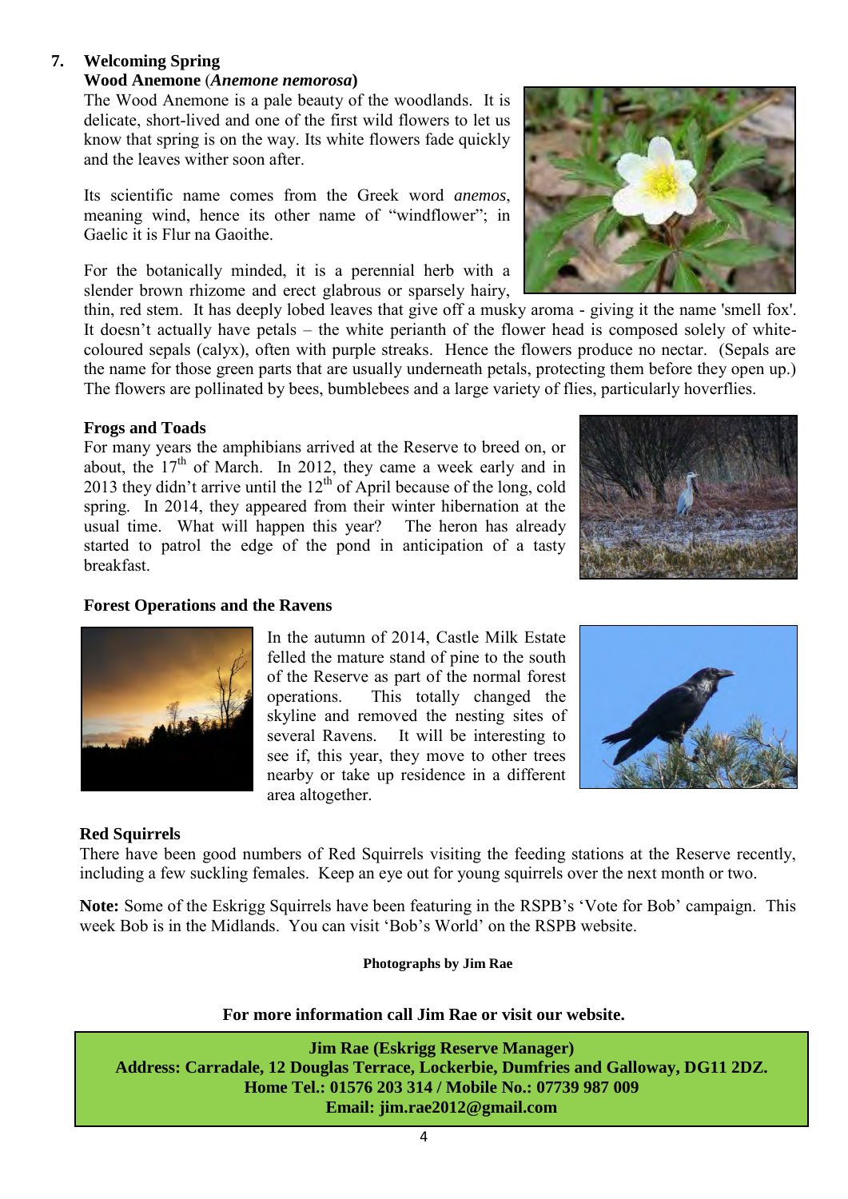## 7. Welcoming Spring

### Wood Anemone (*Anemone nemorosa*)

The Wood Anemone is a pale beauty of the woodlands. It is delicate, short-lived and one of the first wild flowers to let us know that spring is on the way. Its white flowers fade quickly and the leaves wither soon after.

Its scientific name comes from the Greek word *anemos*, meaning wind, hence its other name of "windflower"; in Gaelic it is Flur na Gaoithe.

For the botanically minded, it is a perennial herb with a slender brown rhizome and erect glabrous or sparsely hairy, thin, red stem. It has deeply lobed leaves that give off a musky aroma - giving it the name 'smell fox'. It doesn't actually have petals – the white perianth of the flower head is composed solely of white-coloured sepals (calyx), often with purple streaks. Hence the flowers produce no nectar. (Sepals are the name for those green parts that are usually underneath petals, protecting them before they open up.) The flowers are pollinated by bees, bumblebees and a large variety of flies, particularly hoverflies.

### Frogs and Toads

For many years the amphibians arrived at the Reserve to breed on, or about, the 17th of March. In 2012, they came a week early and in 2013 they didn't arrive until the 12th of April because of the long, cold spring. In 2014, they appeared from their winter hibernation at the usual time. What will happen this year? The heron has already started to patrol the edge of the pond in anticipation of a tasty breakfast.

### Forest Operations and the Ravens

In the autumn of 2014, Castle Milk Estate felled the mature stand of pine to the south of the Reserve as part of the normal forest operations. This totally changed the skyline and removed the nesting sites of several Ravens. It will be interesting to see if, this year, they move to other trees nearby or take up residence in a different area altogether.

### Red Squirrels

There have been good numbers of Red Squirrels visiting the feeding stations at the Reserve recently, including a few suckling females. Keep an eye out for young squirrels over the next month or two.

**Note:** Some of the Eskrigg Squirrels have been featuring in the RSPB's 'Vote for Bob' campaign. This week Bob is in the Midlands. You can visit 'Bob's World' on the RSPB website.

**Photographs by Jim Rae**

**For more information call Jim Rae or visit our website.**

**Jim Rae (Eskrigg Reserve Manager)**
**Address: Carradale, 12 Douglas Terrace, Lockerbie, Dumfries and Galloway, DG11 2DZ.**
**Home Tel.: 01576 203 314 / Mobile No.: 07739 987 009**
**Email: jim.rae2012@gmail.com**